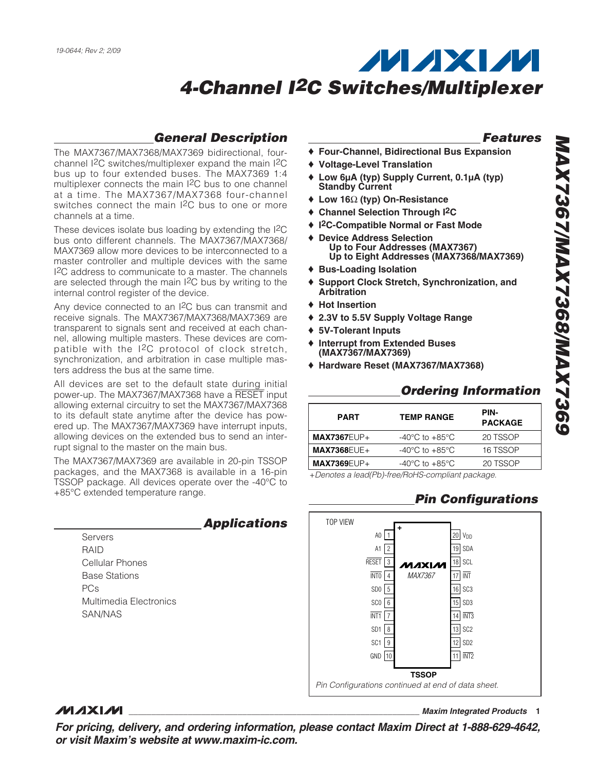19-0644; Rev 2; 2/09

# 4-Channel I2C Switches/Multiplexer

# MAX7367/MAX7368/MAX7369

## General Description

The MAX7367/MAX7368/MAX7369 bidirectional, four-channel I2C switches/multiplexer expand the main I2C bus up to four extended buses. The MAX7369 1:4 multiplexer connects the main I2C bus to one channel at a time. The MAX7367/MAX7368 four-channel switches connect the main I2C bus to one or more channels at a time.

These devices isolate bus loading by extending the I2C bus onto different channels. The MAX7367/MAX7368/MAX7369 allow more devices to be interconnected to a master controller and multiple devices with the same I2C address to communicate to a master. The channels are selected through the main I2C bus by writing to the internal control register of the device.

Any device connected to an I2C bus can transmit and receive signals. The MAX7367/MAX7368/MAX7369 are transparent to signals sent and received at each channel, allowing multiple masters. These devices are compatible with the I2C protocol of clock stretch, synchronization, and arbitration in case multiple masters address the bus at the same time.

All devices are set to the default state during initial power-up. The MAX7367/MAX7368 have a RESET input allowing external circuitry to set the MAX7367/MAX7368 to its default state anytime after the device has powered up. The MAX7367/MAX7369 have interrupt inputs, allowing devices on the extended bus to send an interrupt signal to the master on the main bus.

The MAX7367/MAX7369 are available in 20-pin TSSOP packages, and the MAX7368 is available in a 16-pin TSSOP package. All devices operate over the -40°C to +85°C extended temperature range.

## Applications

- Servers
- RAID
- Cellular Phones
- Base Stations
- PCs
- Multimedia Electronics
- SAN/NAS

## Features

- **Four-Channel, Bidirectional Bus Expansion**
- **Voltage-Level Translation**
- **Low 6µA (typ) Supply Current, 0.1µA (typ) Standby Current**
- **Low 16Ω (typ) On-Resistance**
- **Channel Selection Through I2C**
- **I2C-Compatible Normal or Fast Mode**
- **Device Address Selection**
  - **Up to Four Addresses (MAX7367)**
  - **Up to Eight Addresses (MAX7368/MAX7369)**
- **Bus-Loading Isolation**
- **Support Clock Stretch, Synchronization, and Arbitration**
- **Hot Insertion**
- **2.3V to 5.5V Supply Voltage Range**
- **5V-Tolerant Inputs**
- **Interrupt from Extended Buses (MAX7367/MAX7369)**
- **Hardware Reset (MAX7367/MAX7368)**

## Ordering Information

| PART | TEMP RANGE | PIN-PACKAGE |
|---|---|---|
| **MAX7367**EUP+ | -40°C to +85°C | 20 TSSOP |
| **MAX7368**EUE+ | -40°C to +85°C | 16 TSSOP |
| **MAX7369**EUP+ | -40°C to +85°C | 20 TSSOP |

*+Denotes a lead(Pb)-free/RoHS-compliant package.*

## Pin Configurations

TOP VIEW — MAX7367, TSSOP

| Pin | Name | Pin | Name |
|---|---|---|---|
| 1 | A0 | 20 | $V_{DD}$ |
| 2 | A1 | 19 | SDA |
| 3 | RESET | 18 | SCL |
| 4 | INT0 | 17 | INT |
| 5 | SD0 | 16 | SC3 |
| 6 | SC0 | 15 | SD3 |
| 7 | INT1 | 14 | INT3 |
| 8 | SD1 | 13 | SC2 |
| 9 | SC1 | 12 | SD2 |
| 10 | GND | 11 | INT2 |

*Pin Configurations continued at end of data sheet.*

**For pricing, delivery, and ordering information, please contact Maxim Direct at 1-888-629-4642, or visit Maxim's website at www.maxim-ic.com.**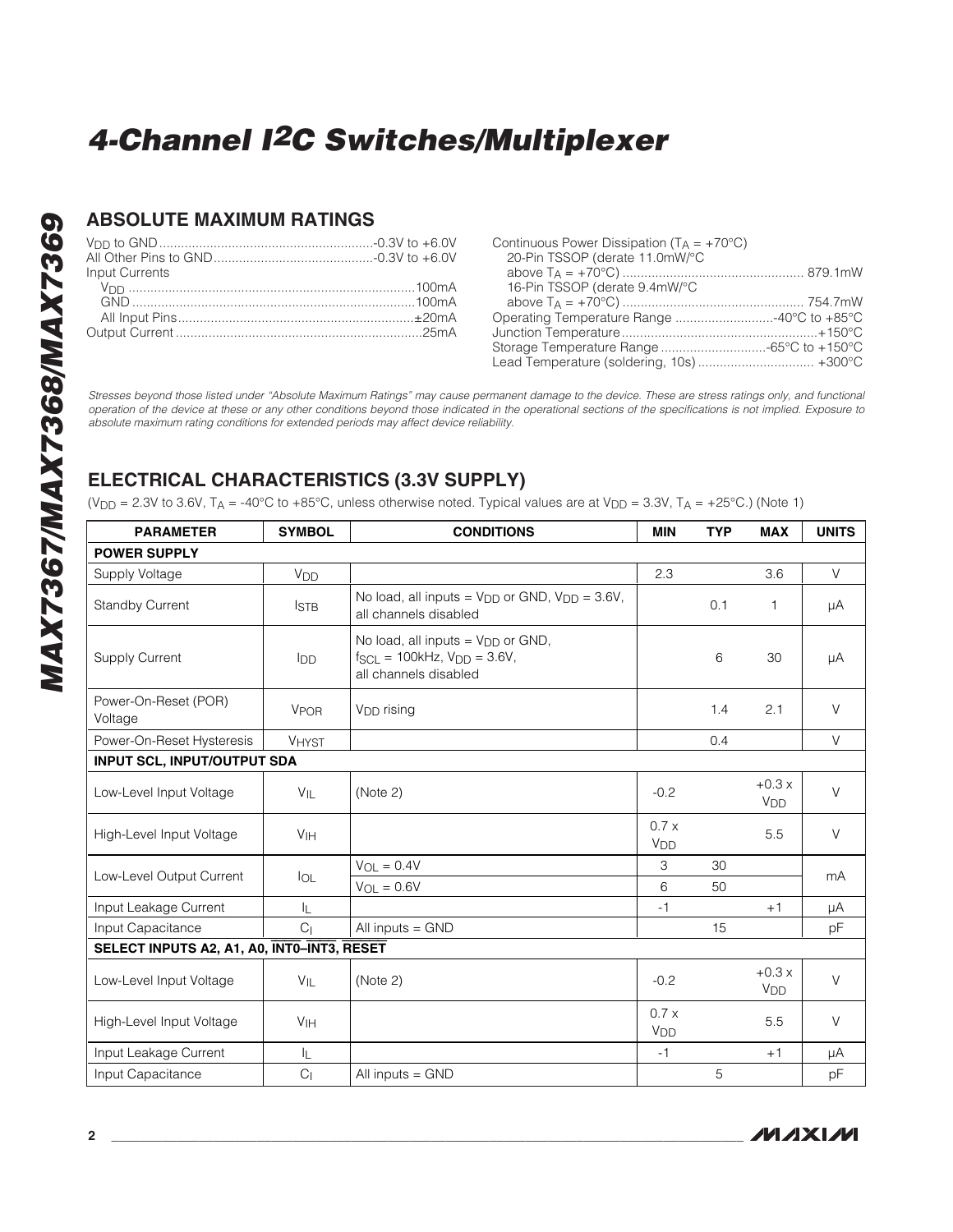## ABSOLUTE MAXIMUM RATINGS

$V_{DD}$ to GND ........................................................ -0.3V to +6.0V
All Other Pins to GND ........................................... -0.3V to +6.0V
Input Currents
$V_{DD}$ ............................................................................ 100mA
GND ............................................................................ 100mA
All Input Pins ................................................................ ±20mA
Output Current .................................................................. 25mA

Continuous Power Dissipation ($T_A$ = +70°C)
20-Pin TSSOP (derate 11.0mW/°C above $T_A$ = +70°C) ................................................ 879.1mW
16-Pin TSSOP (derate 9.4mW/°C above $T_A$ = +70°C) ................................................ 754.7mW
Operating Temperature Range ........................... -40°C to +85°C
Junction Temperature ..................................................... +150°C
Storage Temperature Range ............................ -65°C to +150°C
Lead Temperature (soldering, 10s) ................................ +300°C

*Stresses beyond those listed under "Absolute Maximum Ratings" may cause permanent damage to the device. These are stress ratings only, and functional operation of the device at these or any other conditions beyond those indicated in the operational sections of the specifications is not implied. Exposure to absolute maximum rating conditions for extended periods may affect device reliability.*

## ELECTRICAL CHARACTERISTICS (3.3V SUPPLY)

($V_{DD}$ = 2.3V to 3.6V, $T_A$ = -40°C to +85°C, unless otherwise noted. Typical values are at $V_{DD}$ = 3.3V, $T_A$ = +25°C.) (Note 1)

| PARAMETER | SYMBOL | CONDITIONS | MIN | TYP | MAX | UNITS |
|---|---|---|---|---|---|---|
| **POWER SUPPLY** | | | | | | |
| Supply Voltage | $V_{DD}$ | | 2.3 | | 3.6 | V |
| Standby Current | $I_{STB}$ | No load, all inputs = $V_{DD}$ or GND, $V_{DD}$ = 3.6V, all channels disabled | | 0.1 | 1 | µA |
| Supply Current | $I_{DD}$ | No load, all inputs = $V_{DD}$ or GND, $f_{SCL}$ = 100kHz, $V_{DD}$ = 3.6V, all channels disabled | | 6 | 30 | µA |
| Power-On-Reset (POR) Voltage | $V_{POR}$ | $V_{DD}$ rising | | 1.4 | 2.1 | V |
| Power-On-Reset Hysteresis | $V_{HYST}$ | | | 0.4 | | V |
| **INPUT SCL, INPUT/OUTPUT SDA** | | | | | | |
| Low-Level Input Voltage | $V_{IL}$ | (Note 2) | -0.2 | | +0.3 x $V_{DD}$ | V |
| High-Level Input Voltage | $V_{IH}$ | | 0.7 x $V_{DD}$ | | 5.5 | V |
| Low-Level Output Current | $I_{OL}$ | $V_{OL}$ = 0.4V | 3 | 30 | | mA |
| | | $V_{OL}$ = 0.6V | 6 | 50 | | |
| Input Leakage Current | $I_L$ | | -1 | | +1 | µA |
| Input Capacitance | $C_I$ | All inputs = GND | | 15 | | pF |
| **SELECT INPUTS A2, A1, A0, $\overline{INT0}$–$\overline{INT3}$, $\overline{RESET}$** | | | | | | |
| Low-Level Input Voltage | $V_{IL}$ | (Note 2) | -0.2 | | +0.3 x $V_{DD}$ | V |
| High-Level Input Voltage | $V_{IH}$ | | 0.7 x $V_{DD}$ | | 5.5 | V |
| Input Leakage Current | $I_L$ | | -1 | | +1 | µA |
| Input Capacitance | $C_I$ | All inputs = GND | | 5 | | pF |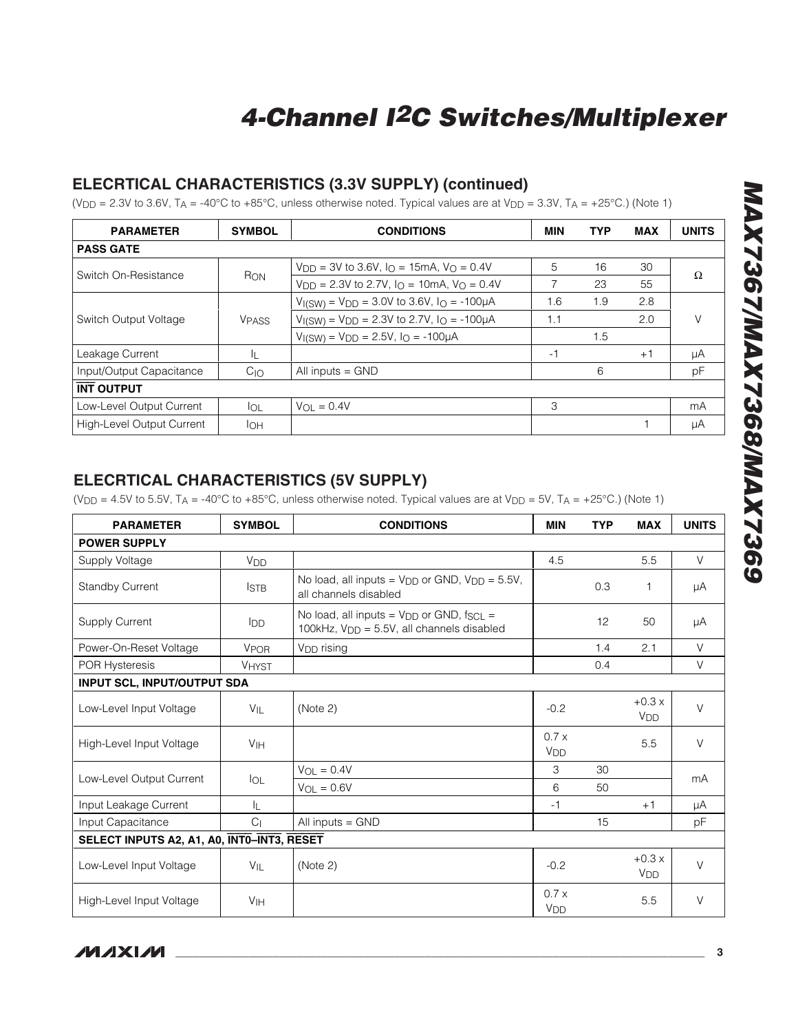## ELECRTICAL CHARACTERISTICS (3.3V SUPPLY) (continued)

($V_{DD}$ = 2.3V to 3.6V, $T_A$ = -40°C to +85°C, unless otherwise noted. Typical values are at $V_{DD}$ = 3.3V, $T_A$ = +25°C.) (Note 1)

| PARAMETER | SYMBOL | CONDITIONS | MIN | TYP | MAX | UNITS |
|---|---|---|---|---|---|---|
| **PASS GATE** | | | | | | |
| Switch On-Resistance | $R_{ON}$ | $V_{DD}$ = 3V to 3.6V, $I_O$ = 15mA, $V_O$ = 0.4V | 5 | 16 | 30 | Ω |
| | | $V_{DD}$ = 2.3V to 2.7V, $I_O$ = 10mA, $V_O$ = 0.4V | 7 | 23 | 55 | |
| Switch Output Voltage | $V_{PASS}$ | $V_{I(SW)}$ = $V_{DD}$ = 3.0V to 3.6V, $I_O$ = -100µA | 1.6 | 1.9 | 2.8 | V |
| | | $V_{I(SW)}$ = $V_{DD}$ = 2.3V to 2.7V, $I_O$ = -100µA | 1.1 | | 2.0 | |
| | | $V_{I(SW)}$ = $V_{DD}$ = 2.5V, $I_O$ = -100µA | | 1.5 | | |
| Leakage Current | $I_L$ | | -1 | | +1 | µA |
| Input/Output Capacitance | $C_{IO}$ | All inputs = GND | | 6 | | pF |
| **$\overline{\text{INT}}$ OUTPUT** | | | | | | |
| Low-Level Output Current | $I_{OL}$ | $V_{OL}$ = 0.4V | 3 | | | mA |
| High-Level Output Current | $I_{OH}$ | | | | 1 | µA |

## ELECRTICAL CHARACTERISTICS (5V SUPPLY)

($V_{DD}$ = 4.5V to 5.5V, $T_A$ = -40°C to +85°C, unless otherwise noted. Typical values are at $V_{DD}$ = 5V, $T_A$ = +25°C.) (Note 1)

| PARAMETER | SYMBOL | CONDITIONS | MIN | TYP | MAX | UNITS |
|---|---|---|---|---|---|---|
| **POWER SUPPLY** | | | | | | |
| Supply Voltage | $V_{DD}$ | | 4.5 | | 5.5 | V |
| Standby Current | $I_{STB}$ | No load, all inputs = $V_{DD}$ or GND, $V_{DD}$ = 5.5V, all channels disabled | | 0.3 | 1 | µA |
| Supply Current | $I_{DD}$ | No load, all inputs = $V_{DD}$ or GND, $f_{SCL}$ = 100kHz, $V_{DD}$ = 5.5V, all channels disabled | | 12 | 50 | µA |
| Power-On-Reset Voltage | $V_{POR}$ | $V_{DD}$ rising | | 1.4 | 2.1 | V |
| POR Hysteresis | $V_{HYST}$ | | | 0.4 | | V |
| **INPUT SCL, INPUT/OUTPUT SDA** | | | | | | |
| Low-Level Input Voltage | $V_{IL}$ | (Note 2) | -0.2 | | +0.3 x $V_{DD}$ | V |
| High-Level Input Voltage | $V_{IH}$ | | 0.7 x $V_{DD}$ | | 5.5 | V |
| Low-Level Output Current | $I_{OL}$ | $V_{OL}$ = 0.4V | 3 | 30 | | mA |
| | | $V_{OL}$ = 0.6V | 6 | 50 | | |
| Input Leakage Current | $I_L$ | | -1 | | +1 | µA |
| Input Capacitance | $C_I$ | All inputs = GND | | 15 | | pF |
| **SELECT INPUTS A2, A1, A0, $\overline{\text{INT0}}$–$\overline{\text{INT3}}$, $\overline{\text{RESET}}$** | | | | | | |
| Low-Level Input Voltage | $V_{IL}$ | (Note 2) | -0.2 | | +0.3 x $V_{DD}$ | V |
| High-Level Input Voltage | $V_{IH}$ | | 0.7 x $V_{DD}$ | | 5.5 | V |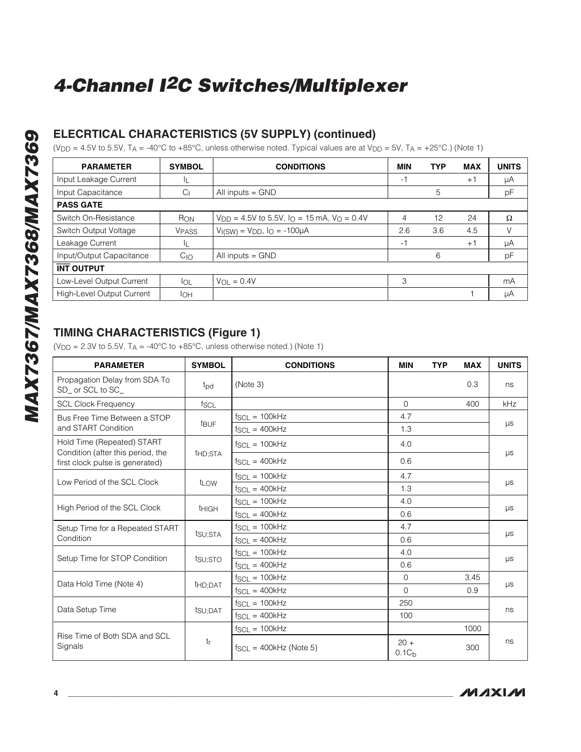## ELECRTICAL CHARACTERISTICS (5V SUPPLY) (continued)

($V_{DD}$ = 4.5V to 5.5V, $T_A$ = -40°C to +85°C, unless otherwise noted. Typical values are at $V_{DD}$ = 5V, $T_A$ = +25°C.) (Note 1)

| PARAMETER | SYMBOL | CONDITIONS | MIN | TYP | MAX | UNITS |
|---|---|---|---|---|---|---|
| Input Leakage Current | $I_L$ | | -1 | | +1 | µA |
| Input Capacitance | $C_I$ | All inputs = GND | | 5 | | pF |
| **PASS GATE** | | | | | | |
| Switch On-Resistance | $R_{ON}$ | $V_{DD}$ = 4.5V to 5.5V, $I_O$ = 15 mA, $V_O$ = 0.4V | 4 | 12 | 24 | Ω |
| Switch Output Voltage | $V_{PASS}$ | $V_{I(SW)} = V_{DD}$, $I_O$ = -100µA | 2.6 | 3.6 | 4.5 | V |
| Leakage Current | $I_L$ | | -1 | | +1 | µA |
| Input/Output Capacitance | $C_{IO}$ | All inputs = GND | | 6 | | pF |
| **$\overline{\text{INT}}$ OUTPUT** | | | | | | |
| Low-Level Output Current | $I_{OL}$ | $V_{OL}$ = 0.4V | 3 | | | mA |
| High-Level Output Current | $I_{OH}$ | | | | 1 | µA |

## TIMING CHARACTERISTICS (Figure 1)

($V_{DD}$ = 2.3V to 5.5V, $T_A$ = -40°C to +85°C, unless otherwise noted.) (Note 1)

| PARAMETER | SYMBOL | CONDITIONS | MIN | TYP | MAX | UNITS |
|---|---|---|---|---|---|---|
| Propagation Delay from SDA To SD_ or SCL to SC_ | $t_{pd}$ | (Note 3) | | | 0.3 | ns |
| SCL Clock Frequency | $f_{SCL}$ | | 0 | | 400 | kHz |
| Bus Free Time Between a STOP and START Condition | $t_{BUF}$ | $f_{SCL}$ = 100kHz | 4.7 | | | µs |
| | | $f_{SCL}$ = 400kHz | 1.3 | | | |
| Hold Time (Repeated) START Condition (after this period, the first clock pulse is generated) | $t_{HD;STA}$ | $f_{SCL}$ = 100kHz | 4.0 | | | µs |
| | | $f_{SCL}$ = 400kHz | 0.6 | | | |
| Low Period of the SCL Clock | $t_{LOW}$ | $f_{SCL}$ = 100kHz | 4.7 | | | µs |
| | | $f_{SCL}$ = 400kHz | 1.3 | | | |
| High Period of the SCL Clock | $t_{HIGH}$ | $f_{SCL}$ = 100kHz | 4.0 | | | µs |
| | | $f_{SCL}$ = 400kHz | 0.6 | | | |
| Setup Time for a Repeated START Condition | $t_{SU;STA}$ | $f_{SCL}$ = 100kHz | 4.7 | | | µs |
| | | $f_{SCL}$ = 400kHz | 0.6 | | | |
| Setup Time for STOP Condition | $t_{SU;STO}$ | $f_{SCL}$ = 100kHz | 4.0 | | | µs |
| | | $f_{SCL}$ = 400kHz | 0.6 | | | |
| Data Hold Time (Note 4) | $t_{HD;DAT}$ | $f_{SCL}$ = 100kHz | 0 | | 3.45 | µs |
| | | $f_{SCL}$ = 400kHz | 0 | | 0.9 | |
| Data Setup Time | $t_{SU;DAT}$ | $f_{SCL}$ = 100kHz | 250 | | | ns |
| | | $f_{SCL}$ = 400kHz | 100 | | | |
| Rise Time of Both SDA and SCL Signals | $t_r$ | $f_{SCL}$ = 100kHz | | | 1000 | ns |
| | | $f_{SCL}$ = 400kHz (Note 5) | $20 + 0.1C_b$ | | 300 | |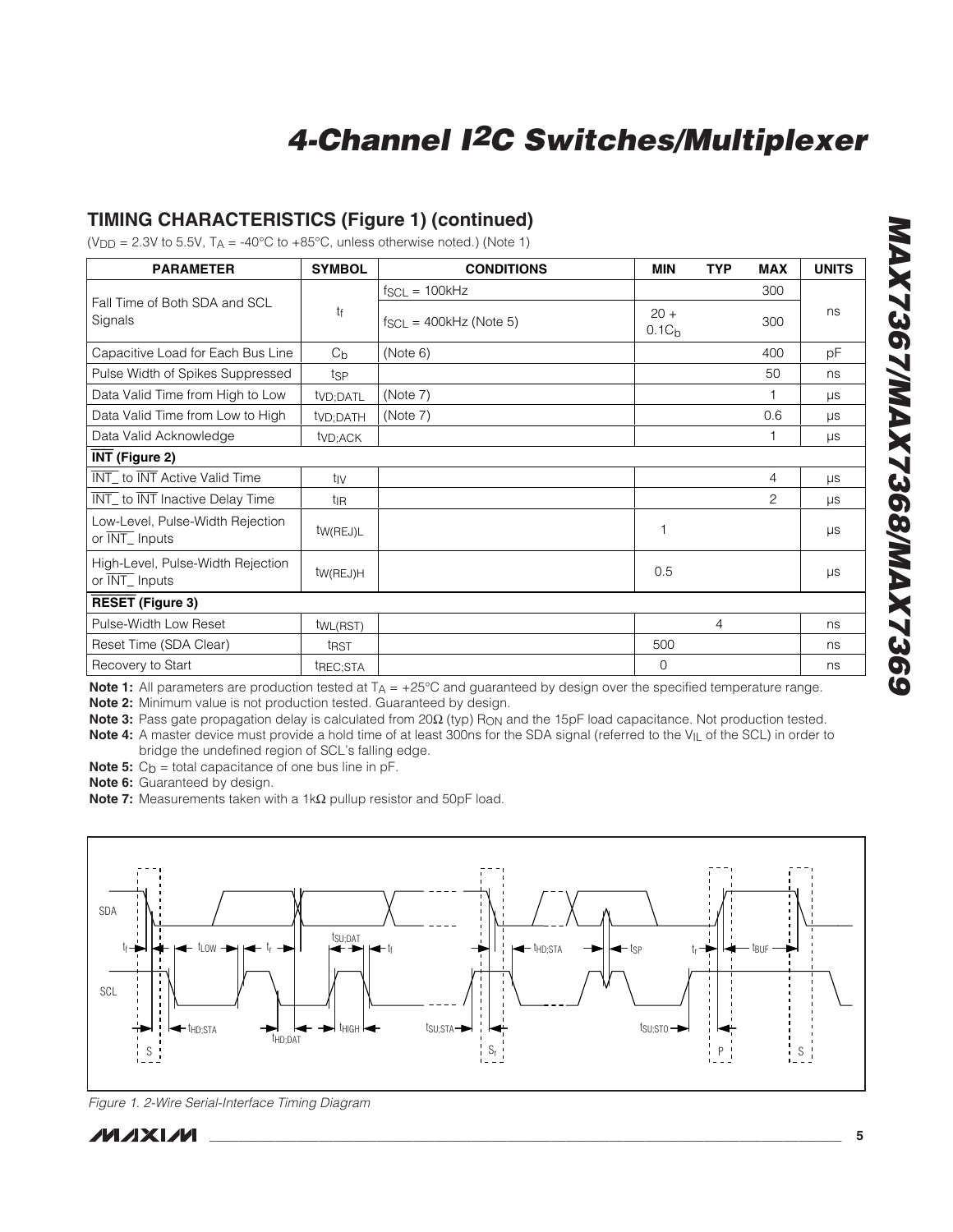## TIMING CHARACTERISTICS (Figure 1) (continued)

($V_{DD}$ = 2.3V to 5.5V, $T_A$ = -40°C to +85°C, unless otherwise noted.) (Note 1)

| PARAMETER | SYMBOL | CONDITIONS | MIN | TYP | MAX | UNITS |
|---|---|---|---|---|---|---|
| Fall Time of Both SDA and SCL Signals | $t_f$ | $f_{SCL}$ = 100kHz | | | 300 | ns |
| | | $f_{SCL}$ = 400kHz (Note 5) | 20 + $0.1C_b$ | | 300 | |
| Capacitive Load for Each Bus Line | $C_b$ | (Note 6) | | | 400 | pF |
| Pulse Width of Spikes Suppressed | $t_{SP}$ | | | | 50 | ns |
| Data Valid Time from High to Low | $t_{VD;DATL}$ | (Note 7) | | | 1 | µs |
| Data Valid Time from Low to High | $t_{VD;DATH}$ | (Note 7) | | | 0.6 | µs |
| Data Valid Acknowledge | $t_{VD;ACK}$ | | | | 1 | µs |
| **INT (Figure 2)** | | | | | | |
| INT_ to INT Active Valid Time | $t_{IV}$ | | | | 4 | µs |
| INT_ to INT Inactive Delay Time | $t_{IR}$ | | | | 2 | µs |
| Low-Level, Pulse-Width Rejection or INT_ Inputs | $t_{W(REJ)L}$ | | 1 | | | µs |
| High-Level, Pulse-Width Rejection or INT_ Inputs | $t_{W(REJ)H}$ | | 0.5 | | | µs |
| **RESET (Figure 3)** | | | | | | |
| Pulse-Width Low Reset | $t_{WL(RST)}$ | | | 4 | | ns |
| Reset Time (SDA Clear) | $t_{RST}$ | | 500 | | | ns |
| Recovery to Start | $t_{REC;STA}$ | | 0 | | | ns |

**Note 1:** All parameters are production tested at $T_A$ = +25°C and guaranteed by design over the specified temperature range.

**Note 2:** Minimum value is not production tested. Guaranteed by design.

**Note 3:** Pass gate propagation delay is calculated from 20Ω (typ) $R_{ON}$ and the 15pF load capacitance. Not production tested.

**Note 4:** A master device must provide a hold time of at least 300ns for the SDA signal (referred to the $V_{IL}$ of the SCL) in order to bridge the undefined region of SCL's falling edge.

**Note 5:** $C_b$ = total capacitance of one bus line in pF.

**Note 6:** Guaranteed by design.

**Note 7:** Measurements taken with a 1kΩ pullup resistor and 50pF load.

*Figure 1. 2-Wire Serial-Interface Timing Diagram*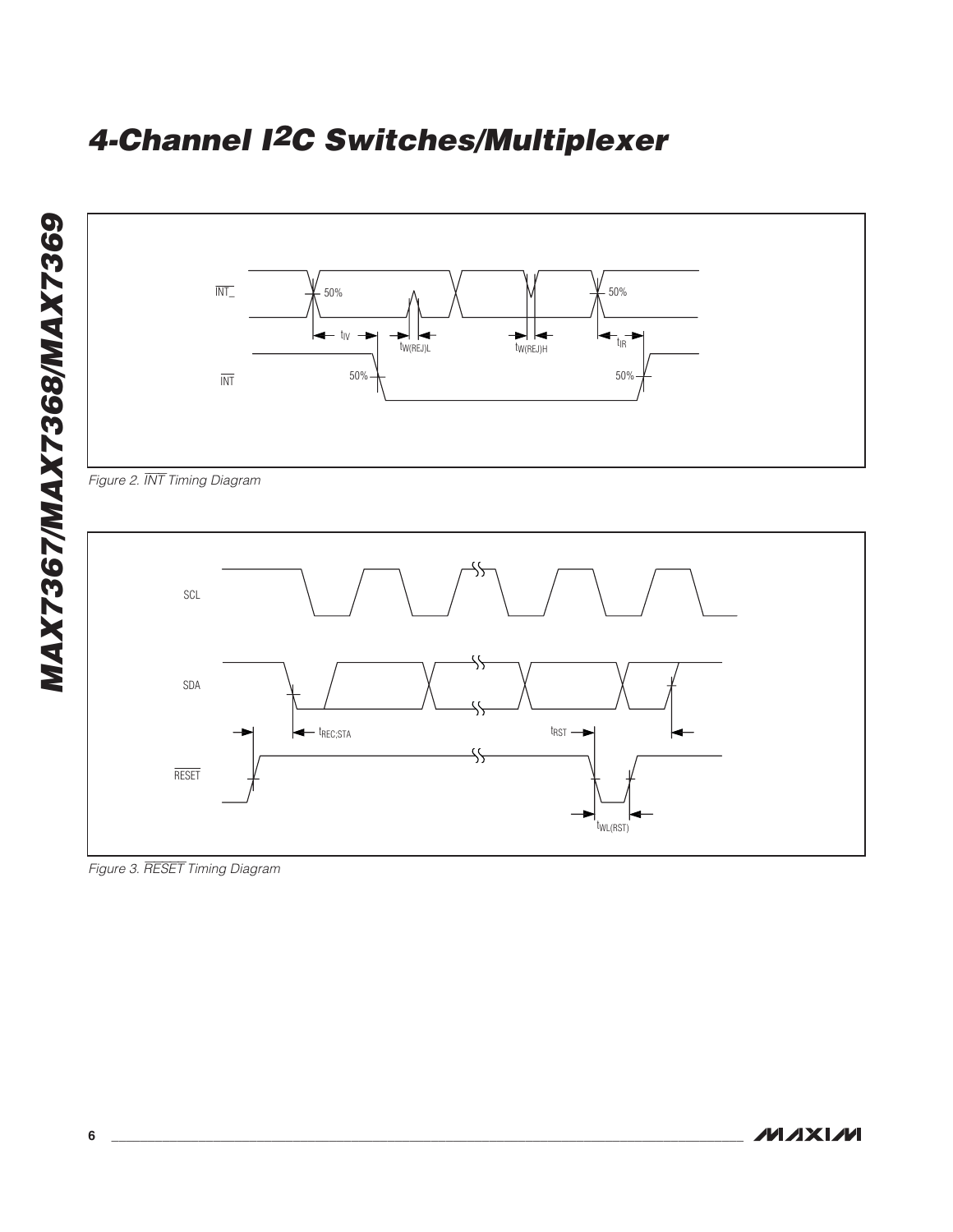Figure 2. $\overline{INT}$ Timing Diagram

Figure 3. $\overline{RESET}$ Timing Diagram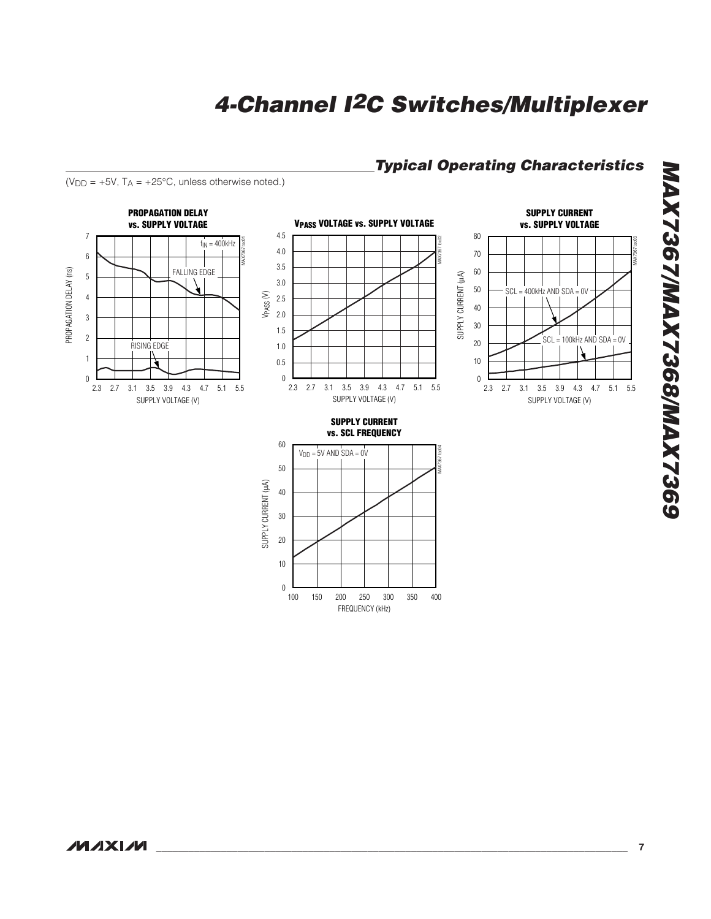## Typical Operating Characteristics

($V_{DD}$ = +5V, $T_A$ = +25°C, unless otherwise noted.)

**PROPAGATION DELAY vs. SUPPLY VOLTAGE**

$f_{IN}$ = 400kHz

FALLING EDGE

RISING EDGE

PROPAGATION DELAY (ns)

SUPPLY VOLTAGE (V)

**$V_{PASS}$ VOLTAGE vs. SUPPLY VOLTAGE**

$V_{PASS}$ (V)

SUPPLY VOLTAGE (V)

**SUPPLY CURRENT vs. SUPPLY VOLTAGE**

SCL = 400kHz AND SDA = 0V

SCL = 100kHz AND SDA = 0V

SUPPLY CURRENT (μA)

SUPPLY VOLTAGE (V)

**SUPPLY CURRENT vs. SCL FREQUENCY**

$V_{DD}$ = 5V AND SDA = 0V

SUPPLY CURRENT (μA)

FREQUENCY (kHz)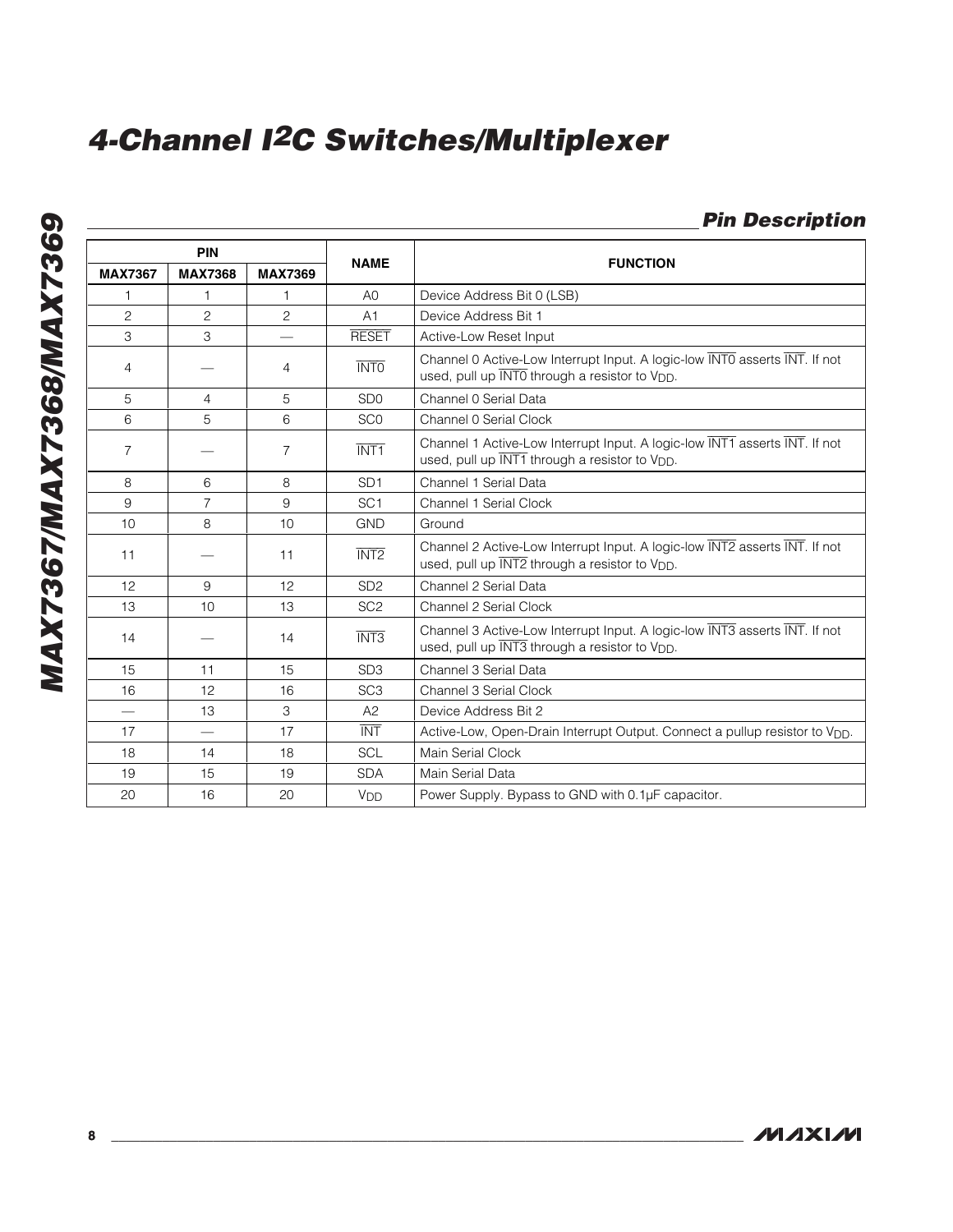## Pin Description

| PIN | | | NAME | FUNCTION |
|---|---|---|---|---|
| MAX7367 | MAX7368 | MAX7369 | | |
| 1 | 1 | 1 | A0 | Device Address Bit 0 (LSB) |
| 2 | 2 | 2 | A1 | Device Address Bit 1 |
| 3 | 3 | — | $\overline{RESET}$ | Active-Low Reset Input |
| 4 | — | 4 | $\overline{INT0}$ | Channel 0 Active-Low Interrupt Input. A logic-low $\overline{INT0}$ asserts $\overline{INT}$. If not used, pull up $\overline{INT0}$ through a resistor to $V_{DD}$. |
| 5 | 4 | 5 | SD0 | Channel 0 Serial Data |
| 6 | 5 | 6 | SC0 | Channel 0 Serial Clock |
| 7 | — | 7 | $\overline{INT1}$ | Channel 1 Active-Low Interrupt Input. A logic-low $\overline{INT1}$ asserts $\overline{INT}$. If not used, pull up $\overline{INT1}$ through a resistor to $V_{DD}$. |
| 8 | 6 | 8 | SD1 | Channel 1 Serial Data |
| 9 | 7 | 9 | SC1 | Channel 1 Serial Clock |
| 10 | 8 | 10 | GND | Ground |
| 11 | — | 11 | $\overline{INT2}$ | Channel 2 Active-Low Interrupt Input. A logic-low $\overline{INT2}$ asserts $\overline{INT}$. If not used, pull up $\overline{INT2}$ through a resistor to $V_{DD}$. |
| 12 | 9 | 12 | SD2 | Channel 2 Serial Data |
| 13 | 10 | 13 | SC2 | Channel 2 Serial Clock |
| 14 | — | 14 | $\overline{INT3}$ | Channel 3 Active-Low Interrupt Input. A logic-low $\overline{INT3}$ asserts $\overline{INT}$. If not used, pull up $\overline{INT3}$ through a resistor to $V_{DD}$. |
| 15 | 11 | 15 | SD3 | Channel 3 Serial Data |
| 16 | 12 | 16 | SC3 | Channel 3 Serial Clock |
| — | 13 | 3 | A2 | Device Address Bit 2 |
| 17 | — | 17 | $\overline{INT}$ | Active-Low, Open-Drain Interrupt Output. Connect a pullup resistor to $V_{DD}$. |
| 18 | 14 | 18 | SCL | Main Serial Clock |
| 19 | 15 | 19 | SDA | Main Serial Data |
| 20 | 16 | 20 | $V_{DD}$ | Power Supply. Bypass to GND with 0.1µF capacitor. |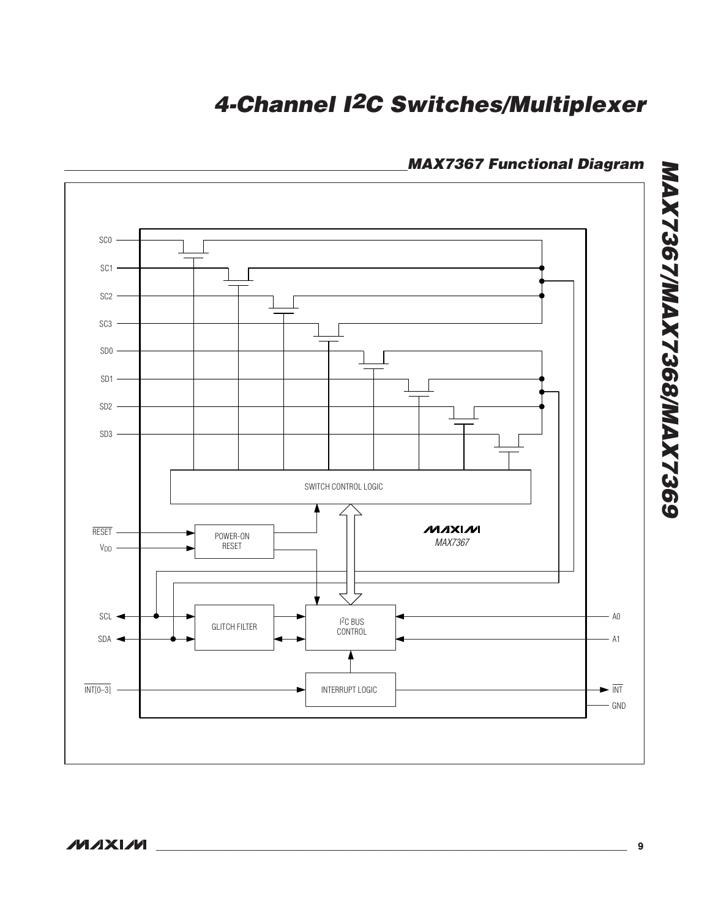## MAX7367 Functional Diagram

SC0

SC1

SC2

SC3

SD0

SD1

SD2

SD3

SWITCH CONTROL LOGIC

RESET

$V_{DD}$

POWER-ON RESET

MAXIM

MAX7367

SCL

SDA

GLITCH FILTER

I2C BUS CONTROL

A0

A1

INT[0–3]

INTERRUPT LOGIC

INT

GND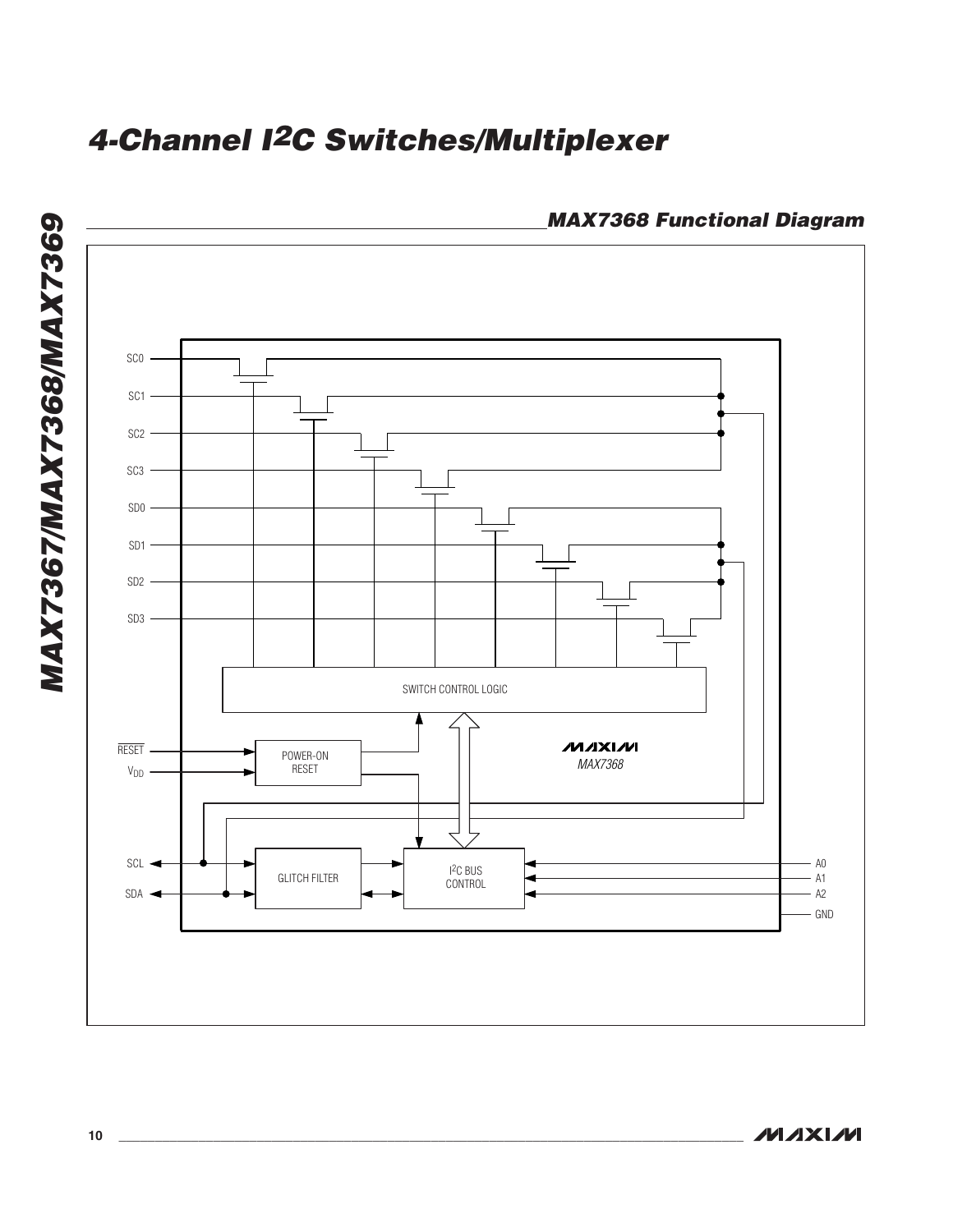## MAX7368 Functional Diagram

SC0

SC1

SC2

SC3

SD0

SD1

SD2

SD3

SWITCH CONTROL LOGIC

RESET

$V_{DD}$

POWER-ON RESET

MAX7368

SCL

SDA

GLITCH FILTER

$I^2C$ BUS CONTROL

A0

A1

A2

GND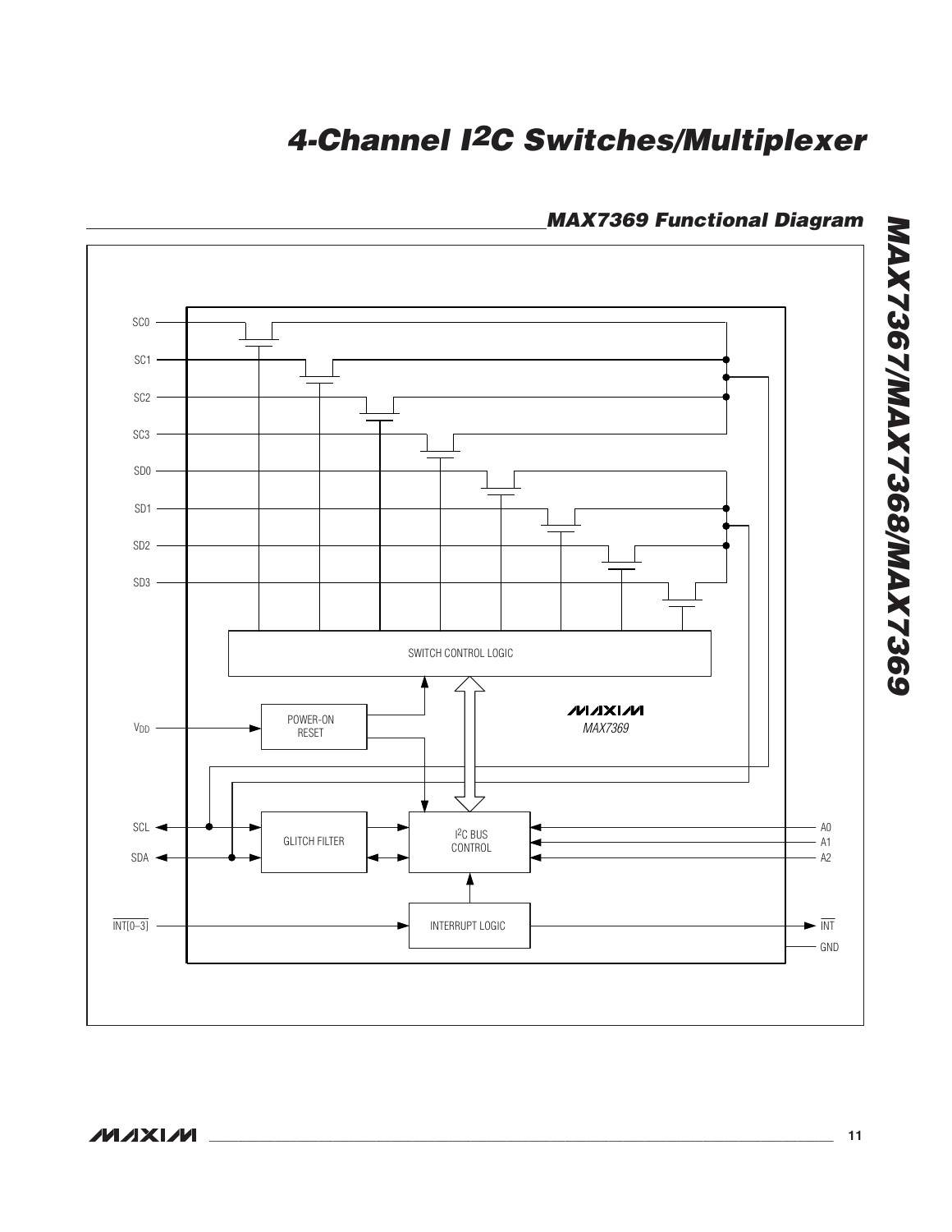## MAX7369 Functional Diagram

SC0

SC1

SC2

SC3

SD0

SD1

SD2

SD3

SWITCH CONTROL LOGIC

$V_{DD}$

POWER-ON RESET

MAXIM

MAX7369

SCL

SDA

GLITCH FILTER

I²C BUS CONTROL

A0

A1

A2

INT[0–3]

INTERRUPT LOGIC

INT

GND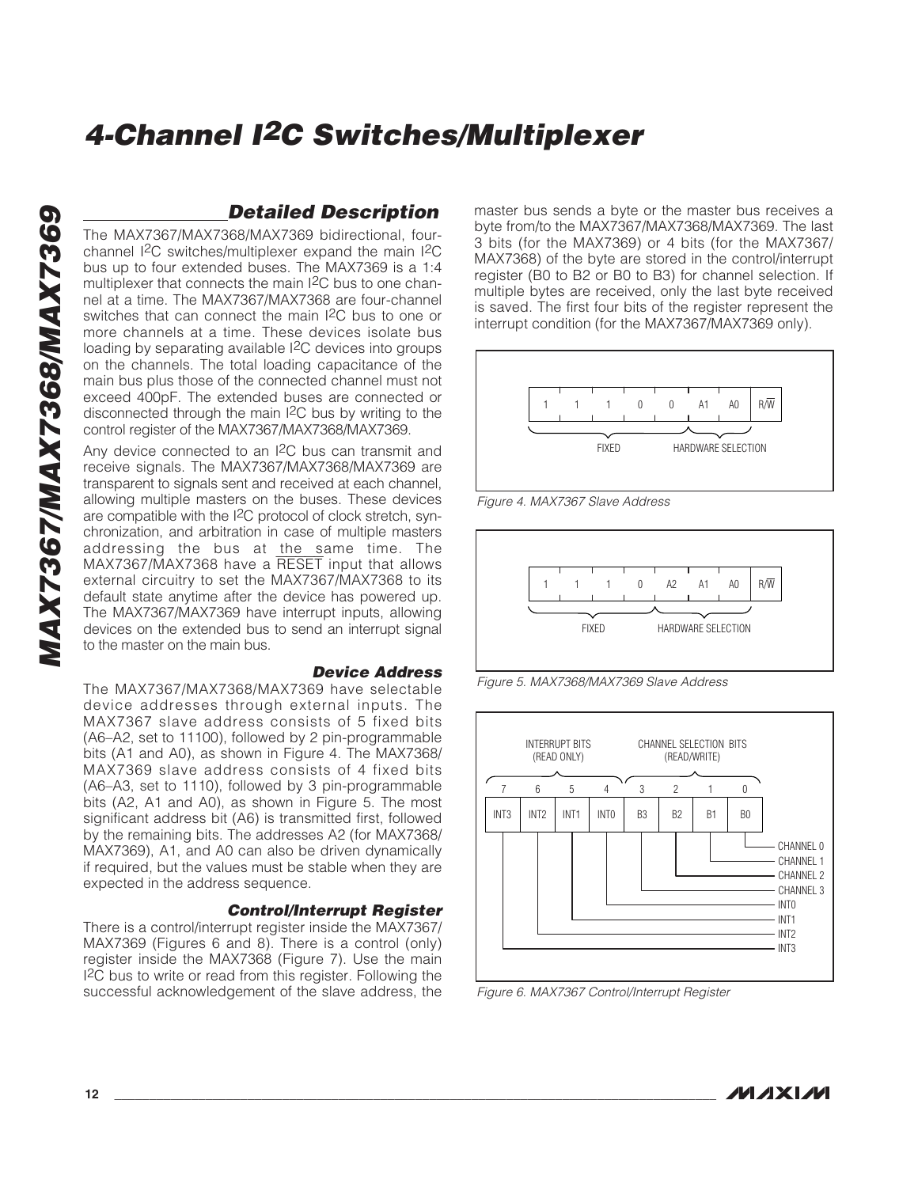## Detailed Description

The MAX7367/MAX7368/MAX7369 bidirectional, four-channel I2C switches/multiplexer expand the main I2C bus up to four extended buses. The MAX7369 is a 1:4 multiplexer that connects the main I2C bus to one channel at a time. The MAX7367/MAX7368 are four-channel switches that can connect the main I2C bus to one or more channels at a time. These devices isolate bus loading by separating available I2C devices into groups on the channels. The total loading capacitance of the main bus plus those of the connected channel must not exceed 400pF. The extended buses are connected or disconnected through the main I2C bus by writing to the control register of the MAX7367/MAX7368/MAX7369.

Any device connected to an I2C bus can transmit and receive signals. The MAX7367/MAX7368/MAX7369 are transparent to signals sent and received at each channel, allowing multiple masters on the buses. These devices are compatible with the I2C protocol of clock stretch, synchronization, and arbitration in case of multiple masters addressing the bus at the same time. The MAX7367/MAX7368 have a $\overline{RESET}$ input that allows external circuitry to set the MAX7367/MAX7368 to its default state anytime after the device has powered up. The MAX7367/MAX7369 have interrupt inputs, allowing devices on the extended bus to send an interrupt signal to the master on the main bus.

### Device Address

The MAX7367/MAX7368/MAX7369 have selectable device addresses through external inputs. The MAX7367 slave address consists of 5 fixed bits (A6–A2, set to 11100), followed by 2 pin-programmable bits (A1 and A0), as shown in Figure 4. The MAX7368/MAX7369 slave address consists of 4 fixed bits (A6–A3, set to 1110), followed by 3 pin-programmable bits (A2, A1 and A0), as shown in Figure 5. The most significant address bit (A6) is transmitted first, followed by the remaining bits. The addresses A2 (for MAX7368/MAX7369), A1, and A0 can also be driven dynamically if required, but the values must be stable when they are expected in the address sequence.

### Control/Interrupt Register

There is a control/interrupt register inside the MAX7367/MAX7369 (Figures 6 and 8). There is a control (only) register inside the MAX7368 (Figure 7). Use the main I2C bus to write or read from this register. Following the successful acknowledgement of the slave address, the master bus sends a byte or the master bus receives a byte from/to the MAX7367/MAX7368/MAX7369. The last 3 bits (for the MAX7369) or 4 bits (for the MAX7367/MAX7368) of the byte are stored in the control/interrupt register (B0 to B2 or B0 to B3) for channel selection. If multiple bytes are received, only the last byte received is saved. The first four bits of the register represent the interrupt condition (for the MAX7367/MAX7369 only).

| 1 | 1 | 1 | 0 | 0 | A1 | A0 | R/$\overline{W}$ |
|---|---|---|---|---|---|---|---|
| FIXED | | | | | HARDWARE SELECTION | | |

Figure 4. MAX7367 Slave Address

| 1 | 1 | 1 | 0 | A2 | A1 | A0 | R/$\overline{W}$ |
|---|---|---|---|---|---|---|---|
| FIXED | | | | HARDWARE SELECTION | | | |

Figure 5. MAX7368/MAX7369 Slave Address

| INTERRUPT BITS (READ ONLY) | | | | CHANNEL SELECTION BITS (READ/WRITE) | | | |
|---|---|---|---|---|---|---|---|
| 7 | 6 | 5 | 4 | 3 | 2 | 1 | 0 |
| INT3 | INT2 | INT1 | INT0 | B3 | B2 | B1 | B0 |
| INT3 | INT2 | INT1 | INT0 | CHANNEL 3 | CHANNEL 2 | CHANNEL 1 | CHANNEL 0 |

Figure 6. MAX7367 Control/Interrupt Register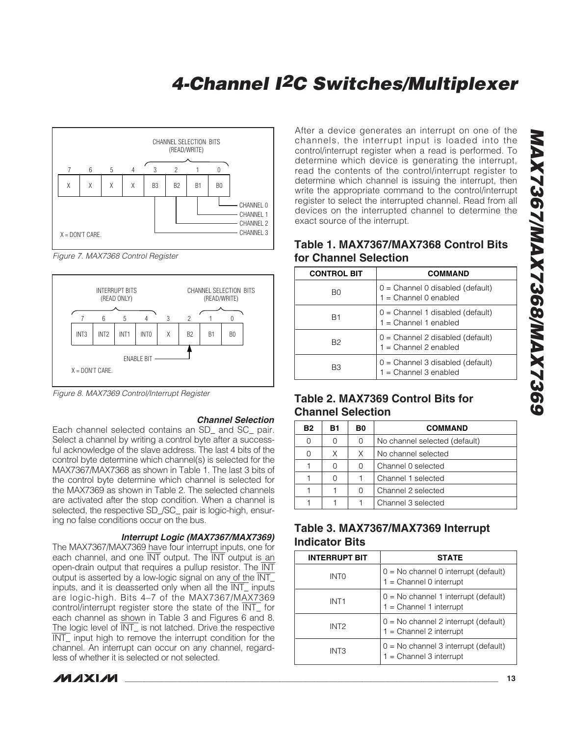Figure 7. MAX7368 Control Register

Figure 8. MAX7369 Control/Interrupt Register

#### *Channel Selection*

Each channel selected contains an SD_ and SC_ pair. Select a channel by writing a control byte after a successful acknowledge of the slave address. The last 4 bits of the control byte determine which channel(s) is selected for the MAX7367/MAX7368 as shown in Table 1. The last 3 bits of the control byte determine which channel is selected for the MAX7369 as shown in Table 2. The selected channels are activated after the stop condition. When a channel is selected, the respective SD_/SC_ pair is logic-high, ensuring no false conditions occur on the bus.

#### *Interrupt Logic (MAX7367/MAX7369)*

The MAX7367/MAX7369 have four interrupt inputs, one for each channel, and one $\overline{INT}$ output. The $\overline{INT}$ output is an open-drain output that requires a pullup resistor. The $\overline{INT}$ output is asserted by a low-logic signal on any of the $\overline{INT\_}$ inputs, and it is deasserted only when all the $\overline{INT\_}$ inputs are logic-high. Bits 4–7 of the MAX7367/MAX7369 control/interrupt register store the state of the $\overline{INT\_}$ for each channel as shown in Table 3 and Figures 6 and 8. The logic level of $\overline{INT\_}$ is not latched. Drive the respective $\overline{INT\_}$ input high to remove the interrupt condition for the channel. An interrupt can occur on any channel, regardless of whether it is selected or not selected.

After a device generates an interrupt on one of the channels, the interrupt input is loaded into the control/interrupt register when a read is performed. To determine which device is generating the interrupt, read the contents of the control/interrupt register to determine which channel is issuing the interrupt, then write the appropriate command to the control/interrupt register to select the interrupted channel. Read from all devices on the interrupted channel to determine the exact source of the interrupt.

### Table 1. MAX7367/MAX7368 Control Bits for Channel Selection

| CONTROL BIT | COMMAND |
|---|---|
| B0 | 0 = Channel 0 disabled (default)<br>1 = Channel 0 enabled |
| B1 | 0 = Channel 1 disabled (default)<br>1 = Channel 1 enabled |
| B2 | 0 = Channel 2 disabled (default)<br>1 = Channel 2 enabled |
| B3 | 0 = Channel 3 disabled (default)<br>1 = Channel 3 enabled |

### Table 2. MAX7369 Control Bits for Channel Selection

| B2 | B1 | B0 | COMMAND |
|---|---|---|---|
| 0 | 0 | 0 | No channel selected (default) |
| 0 | X | X | No channel selected |
| 1 | 0 | 0 | Channel 0 selected |
| 1 | 0 | 1 | Channel 1 selected |
| 1 | 1 | 0 | Channel 2 selected |
| 1 | 1 | 1 | Channel 3 selected |

### Table 3. MAX7367/MAX7369 Interrupt Indicator Bits

| INTERRUPT BIT | STATE |
|---|---|
| INT0 | 0 = No channel 0 interrupt (default)<br>1 = Channel 0 interrupt |
| INT1 | 0 = No channel 1 interrupt (default)<br>1 = Channel 1 interrupt |
| INT2 | 0 = No channel 2 interrupt (default)<br>1 = Channel 2 interrupt |
| INT3 | 0 = No channel 3 interrupt (default)<br>1 = Channel 3 interrupt |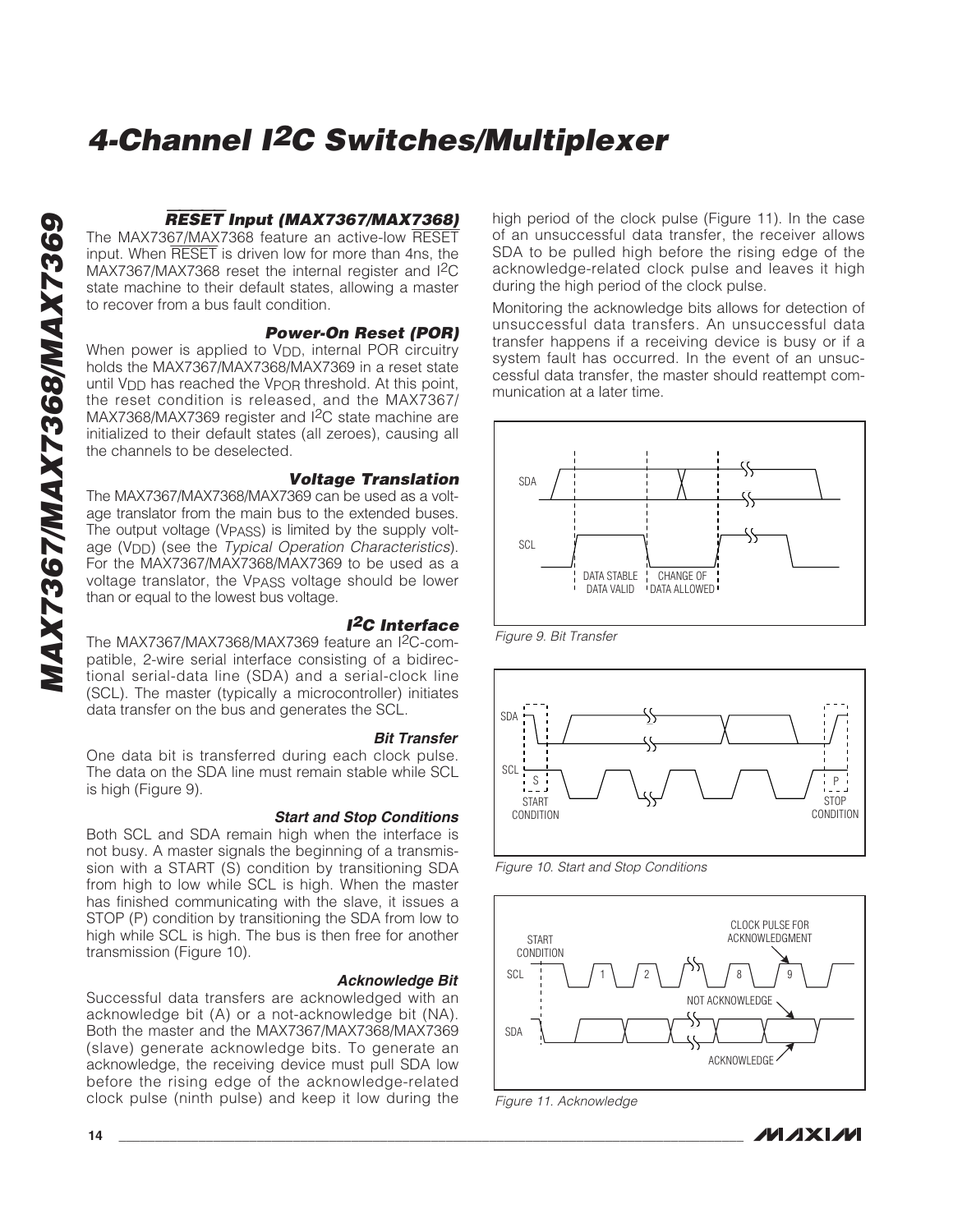### $\overline{\text{RESET}}$ Input (MAX7367/MAX7368)

The MAX7367/MAX7368 feature an active-low $\overline{\text{RESET}}$ input. When $\overline{\text{RESET}}$ is driven low for more than 4ns, the MAX7367/MAX7368 reset the internal register and I²C state machine to their default states, allowing a master to recover from a bus fault condition.

### Power-On Reset (POR)

When power is applied to $V_{DD}$, internal POR circuitry holds the MAX7367/MAX7368/MAX7369 in a reset state until $V_{DD}$ has reached the $V_{POR}$ threshold. At this point, the reset condition is released, and the MAX7367/MAX7368/MAX7369 register and I²C state machine are initialized to their default states (all zeroes), causing all the channels to be deselected.

### Voltage Translation

The MAX7367/MAX7368/MAX7369 can be used as a voltage translator from the main bus to the extended buses. The output voltage ($V_{PASS}$) is limited by the supply voltage ($V_{DD}$) (see the *Typical Operation Characteristics*). For the MAX7367/MAX7368/MAX7369 to be used as a voltage translator, the $V_{PASS}$ voltage should be lower than or equal to the lowest bus voltage.

### I²C Interface

The MAX7367/MAX7368/MAX7369 feature an I²C-compatible, 2-wire serial interface consisting of a bidirectional serial-data line (SDA) and a serial-clock line (SCL). The master (typically a microcontroller) initiates data transfer on the bus and generates the SCL.

#### Bit Transfer

One data bit is transferred during each clock pulse. The data on the SDA line must remain stable while SCL is high (Figure 9).

#### Start and Stop Conditions

Both SCL and SDA remain high when the interface is not busy. A master signals the beginning of a transmission with a START (S) condition by transitioning SDA from high to low while SCL is high. When the master has finished communicating with the slave, it issues a STOP (P) condition by transitioning the SDA from low to high while SCL is high. The bus is then free for another transmission (Figure 10).

#### Acknowledge Bit

Successful data transfers are acknowledged with an acknowledge bit (A) or a not-acknowledge bit (NA). Both the master and the MAX7367/MAX7368/MAX7369 (slave) generate acknowledge bits. To generate an acknowledge, the receiving device must pull SDA low before the rising edge of the acknowledge-related clock pulse (ninth pulse) and keep it low during the high period of the clock pulse (Figure 11). In the case of an unsuccessful data transfer, the receiver allows SDA to be pulled high before the rising edge of the acknowledge-related clock pulse and leaves it high during the high period of the clock pulse.

Monitoring the acknowledge bits allows for detection of unsuccessful data transfers. An unsuccessful data transfer happens if a receiving device is busy or if a system fault has occurred. In the event of an unsuccessful data transfer, the master should reattempt communication at a later time.

*Figure 9. Bit Transfer*

*Figure 10. Start and Stop Conditions*

*Figure 11. Acknowledge*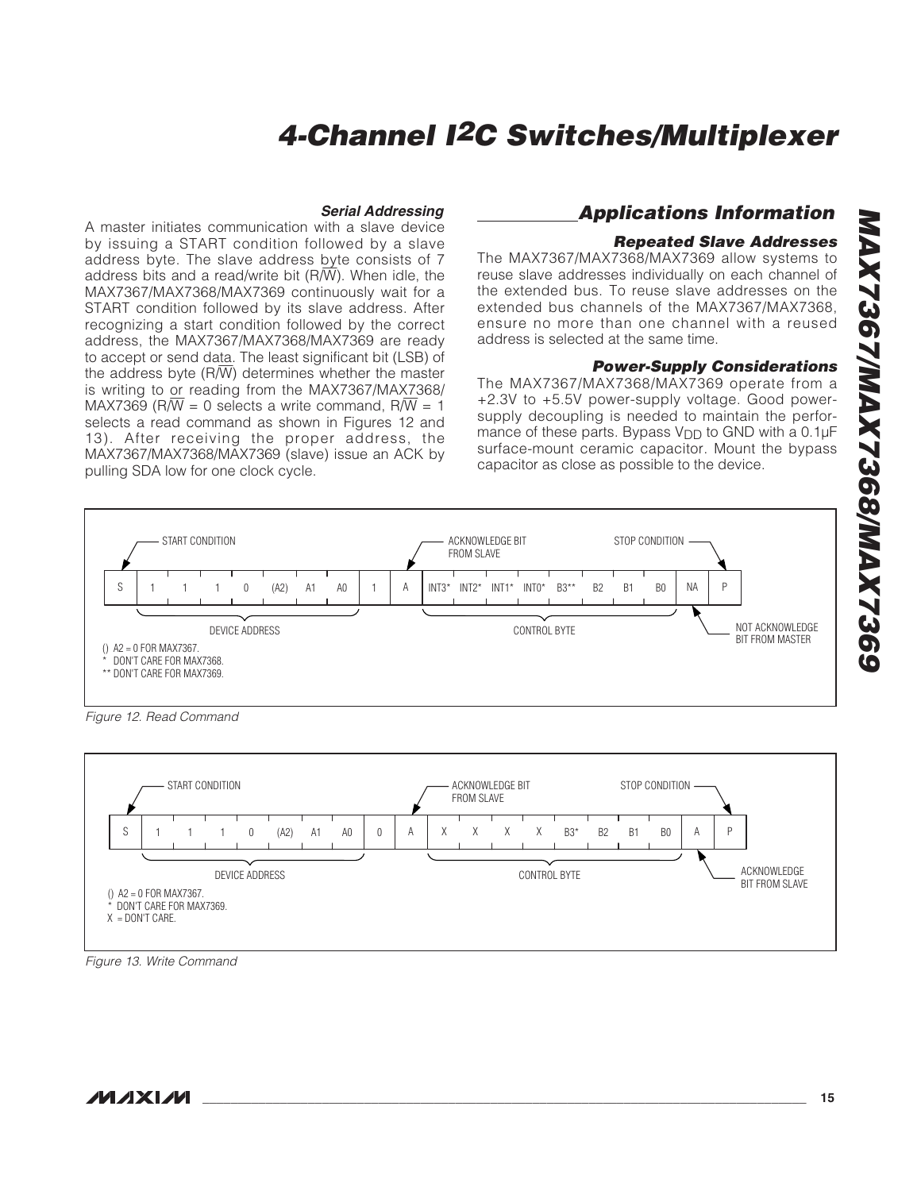### Serial Addressing

A master initiates communication with a slave device by issuing a START condition followed by a slave address byte. The slave address byte consists of 7 address bits and a read/write bit (R/$\overline{W}$). When idle, the MAX7367/MAX7368/MAX7369 continuously wait for a START condition followed by its slave address. After recognizing a start condition followed by the correct address, the MAX7367/MAX7368/MAX7369 are ready to accept or send data. The least significant bit (LSB) of the address byte (R/$\overline{W}$) determines whether the master is writing to or reading from the MAX7367/MAX7368/MAX7369 (R/$\overline{W}$ = 0 selects a write command, R/$\overline{W}$ = 1 selects a read command as shown in Figures 12 and 13). After receiving the proper address, the MAX7367/MAX7368/MAX7369 (slave) issue an ACK by pulling SDA low for one clock cycle.

## Applications Information

### Repeated Slave Addresses

The MAX7367/MAX7368/MAX7369 allow systems to reuse slave addresses individually on each channel of the extended bus. To reuse slave addresses on the extended bus channels of the MAX7367/MAX7368, ensure no more than one channel with a reused address is selected at the same time.

### Power-Supply Considerations

The MAX7367/MAX7368/MAX7369 operate from a +2.3V to +5.5V power-supply voltage. Good power-supply decoupling is needed to maintain the performance of these parts. Bypass $V_{DD}$ to GND with a 0.1µF surface-mount ceramic capacitor. Mount the bypass capacitor as close as possible to the device.

START CONDITION — ACKNOWLEDGE BIT FROM SLAVE — STOP CONDITION

| S | 1 | 1 | 1 | 0 | (A2) | A1 | A0 | 1 | A | INT3* | INT2* | INT1* | INT0* | B3** | B2 | B1 | B0 | NA | P |
|---|---|---|---|---|---|---|---|---|---|---|---|---|---|---|---|---|---|---|---|

DEVICE ADDRESS — CONTROL BYTE — NOT ACKNOWLEDGE BIT FROM MASTER

() A2 = 0 FOR MAX7367.
* DON'T CARE FOR MAX7368.
** DON'T CARE FOR MAX7369.

*Figure 12. Read Command*

START CONDITION — ACKNOWLEDGE BIT FROM SLAVE — STOP CONDITION

| S | 1 | 1 | 1 | 0 | (A2) | A1 | A0 | 0 | A | X | X | X | X | B3* | B2 | B1 | B0 | A | P |
|---|---|---|---|---|---|---|---|---|---|---|---|---|---|---|---|---|---|---|---|

DEVICE ADDRESS — CONTROL BYTE — ACKNOWLEDGE BIT FROM SLAVE

() A2 = 0 FOR MAX7367.
* DON'T CARE FOR MAX7369.
X = DON'T CARE.

*Figure 13. Write Command*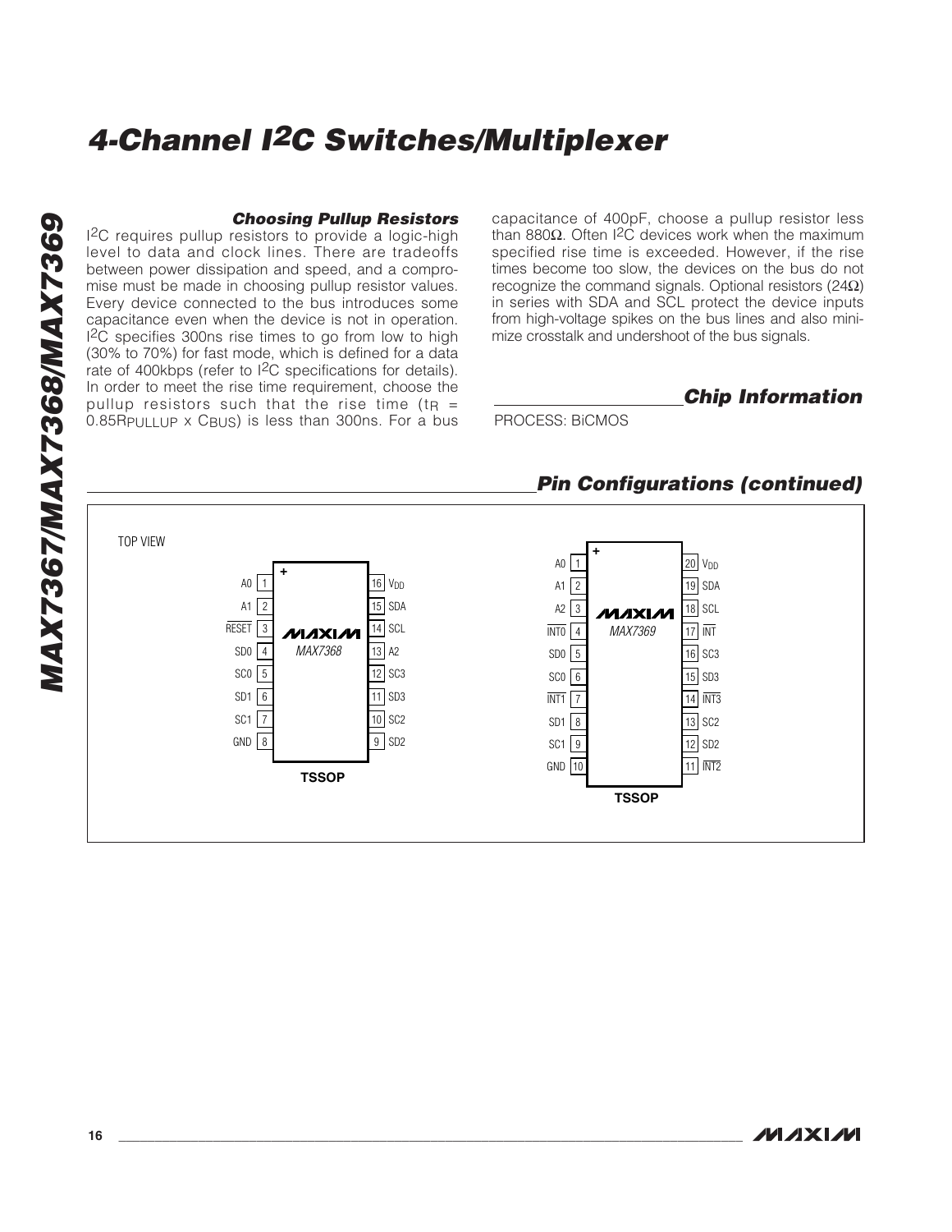### Choosing Pullup Resistors

$I^2C$ requires pullup resistors to provide a logic-high level to data and clock lines. There are tradeoffs between power dissipation and speed, and a compromise must be made in choosing pullup resistor values. Every device connected to the bus introduces some capacitance even when the device is not in operation. $I^2C$ specifies 300ns rise times to go from low to high (30% to 70%) for fast mode, which is defined for a data rate of 400kbps (refer to $I^2C$ specifications for details). In order to meet the rise time requirement, choose the pullup resistors such that the rise time ($t_R = 0.85R_{PULLUP} \times C_{BUS}$) is less than 300ns. For a bus capacitance of 400pF, choose a pullup resistor less than 880Ω. Often $I^2C$ devices work when the maximum specified rise time is exceeded. However, if the rise times become too slow, the devices on the bus do not recognize the command signals. Optional resistors (24Ω) in series with SDA and SCL protect the device inputs from high-voltage spikes on the bus lines and also minimize crosstalk and undershoot of the bus signals.

## Chip Information

PROCESS: BiCMOS

## Pin Configurations (continued)

TOP VIEW

**MAX7368 (TSSOP)**

| Pin | Name | Pin | Name |
|---|---|---|---|
| 1 | A0 | 16 | $V_{DD}$ |
| 2 | A1 | 15 | SDA |
| 3 | $\overline{RESET}$ | 14 | SCL |
| 4 | SD0 | 13 | A2 |
| 5 | SC0 | 12 | SC3 |
| 6 | SD1 | 11 | SD3 |
| 7 | SC1 | 10 | SC2 |
| 8 | GND | 9 | SD2 |

**MAX7369 (TSSOP)**

| Pin | Name | Pin | Name |
|---|---|---|---|
| 1 | A0 | 20 | $V_{DD}$ |
| 2 | A1 | 19 | SDA |
| 3 | A2 | 18 | SCL |
| 4 | $\overline{INT0}$ | 17 | $\overline{INT}$ |
| 5 | SD0 | 16 | SC3 |
| 6 | SC0 | 15 | SD3 |
| 7 | $\overline{INT1}$ | 14 | $\overline{INT3}$ |
| 8 | SD1 | 13 | SC2 |
| 9 | SC1 | 12 | SD2 |
| 10 | GND | 11 | $\overline{INT2}$ |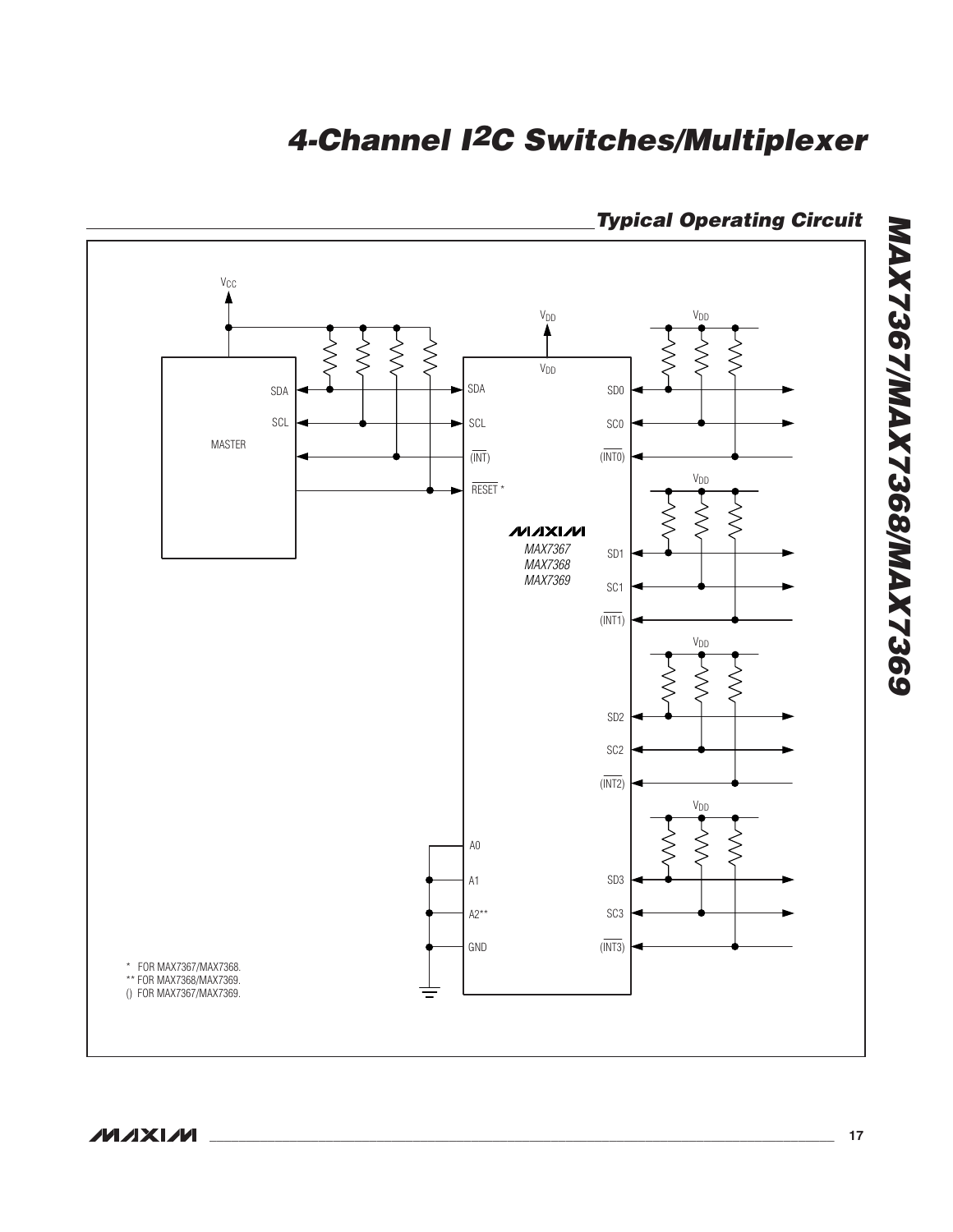## Typical Operating Circuit

* FOR MAX7367/MAX7368.
** FOR MAX7368/MAX7369.
() FOR MAX7367/MAX7369.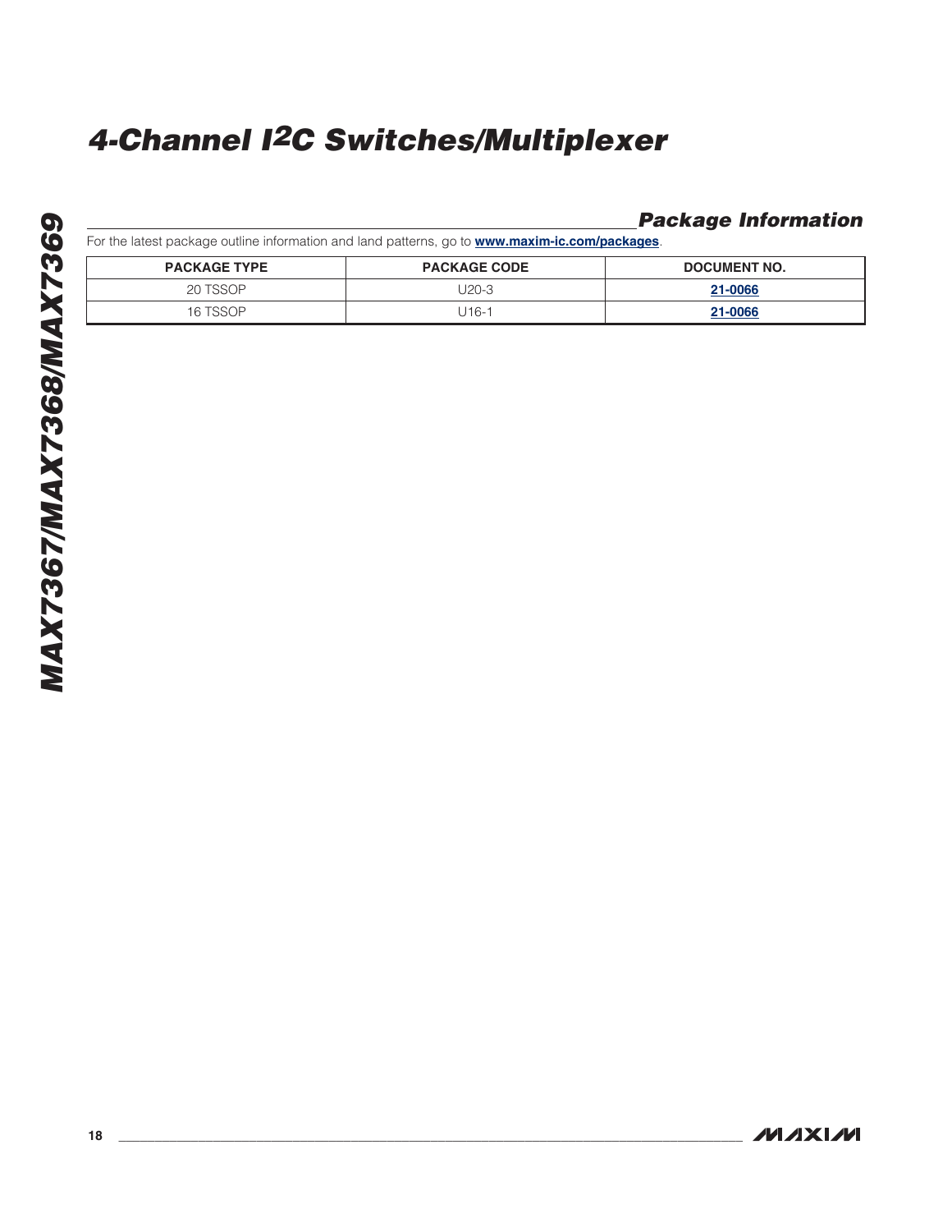## Package Information

For the latest package outline information and land patterns, go to **www.maxim-ic.com/packages**.

| PACKAGE TYPE | PACKAGE CODE | DOCUMENT NO. |
|---|---|---|
| 20 TSSOP | U20-3 | **21-0066** |
| 16 TSSOP | U16-1 | **21-0066** |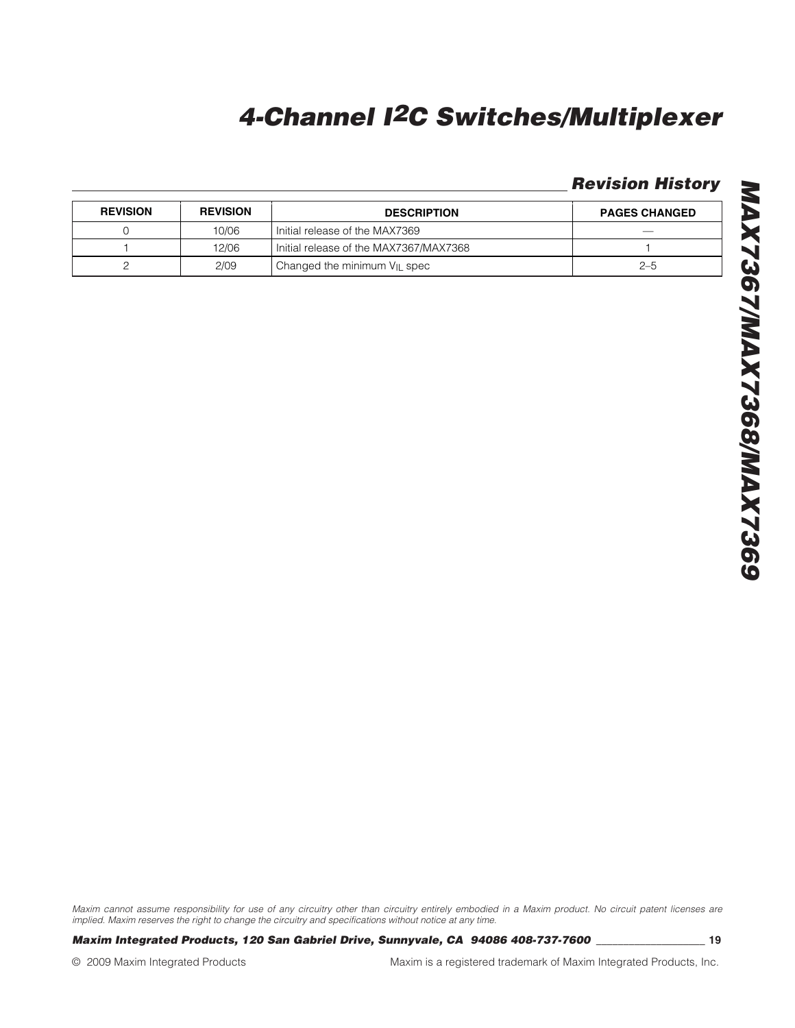## Revision History

| REVISION | REVISION | DESCRIPTION | PAGES CHANGED |
|---|---|---|---|
| 0 | 10/06 | Initial release of the MAX7369 | — |
| 1 | 12/06 | Initial release of the MAX7367/MAX7368 | 1 |
| 2 | 2/09 | Changed the minimum $V_{IL}$ spec | 2–5 |

*Maxim cannot assume responsibility for use of any circuitry other than circuitry entirely embodied in a Maxim product. No circuit patent licenses are implied. Maxim reserves the right to change the circuitry and specifications without notice at any time.*

***Maxim Integrated Products, 120 San Gabriel Drive, Sunnyvale, CA 94086 408-737-7600***

© 2009 Maxim Integrated Products

Maxim is a registered trademark of Maxim Integrated Products, Inc.